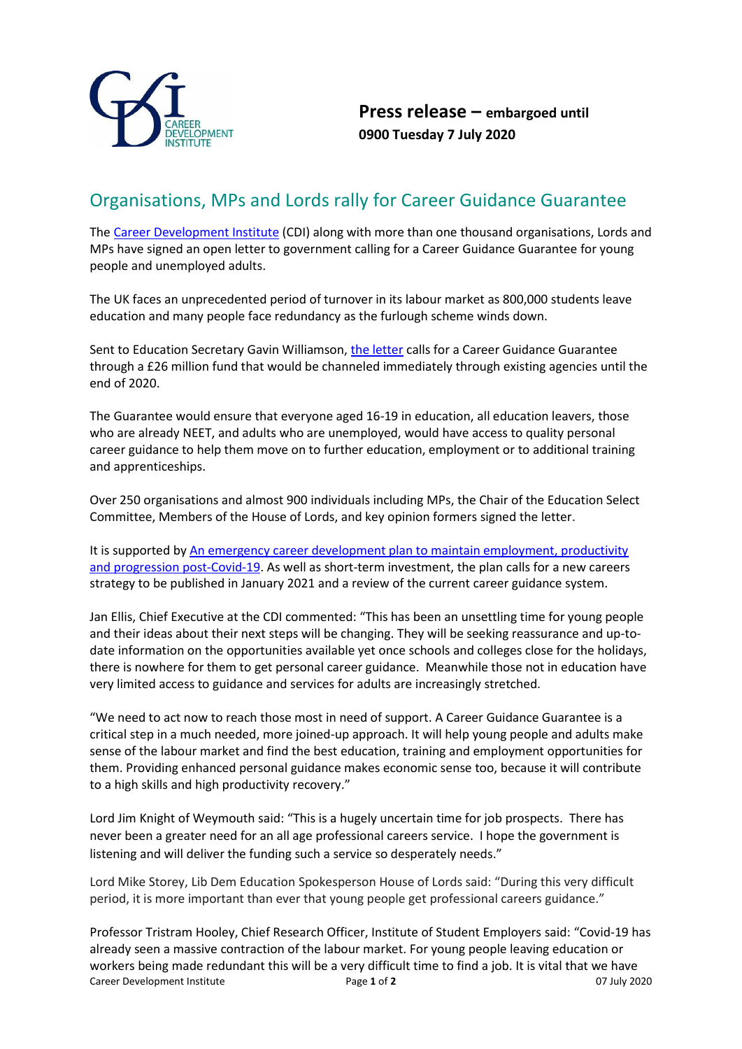**Press release –** **embargoed until 0900 Tuesday 7 July 2020**

# Organisations, MPs and Lords rally for Career Guidance Guarantee

The Career Development Institute (CDI) along with more than one thousand organisations, Lords and MPs have signed an open letter to government calling for a Career Guidance Guarantee for young people and unemployed adults.

The UK faces an unprecedented period of turnover in its labour market as 800,000 students leave education and many people face redundancy as the furlough scheme winds down.

Sent to Education Secretary Gavin Williamson, the letter calls for a Career Guidance Guarantee through a £26 million fund that would be channeled immediately through existing agencies until the end of 2020.

The Guarantee would ensure that everyone aged 16-19 in education, all education leavers, those who are already NEET, and adults who are unemployed, would have access to quality personal career guidance to help them move on to further education, employment or to additional training and apprenticeships.

Over 250 organisations and almost 900 individuals including MPs, the Chair of the Education Select Committee, Members of the House of Lords, and key opinion formers signed the letter.

It is supported by An emergency career development plan to maintain employment, productivity and progression post-Covid-19. As well as short-term investment, the plan calls for a new careers strategy to be published in January 2021 and a review of the current career guidance system.

Jan Ellis, Chief Executive at the CDI commented: "This has been an unsettling time for young people and their ideas about their next steps will be changing. They will be seeking reassurance and up-to-date information on the opportunities available yet once schools and colleges close for the holidays, there is nowhere for them to get personal career guidance. Meanwhile those not in education have very limited access to guidance and services for adults are increasingly stretched.

"We need to act now to reach those most in need of support. A Career Guidance Guarantee is a critical step in a much needed, more joined-up approach. It will help young people and adults make sense of the labour market and find the best education, training and employment opportunities for them. Providing enhanced personal guidance makes economic sense too, because it will contribute to a high skills and high productivity recovery."

Lord Jim Knight of Weymouth said: "This is a hugely uncertain time for job prospects. There has never been a greater need for an all age professional careers service. I hope the government is listening and will deliver the funding such a service so desperately needs."

Lord Mike Storey, Lib Dem Education Spokesperson House of Lords said: "During this very difficult period, it is more important than ever that young people get professional careers guidance."

Professor Tristram Hooley, Chief Research Officer, Institute of Student Employers said: "Covid-19 has already seen a massive contraction of the labour market. For young people leaving education or workers being made redundant this will be a very difficult time to find a job. It is vital that we have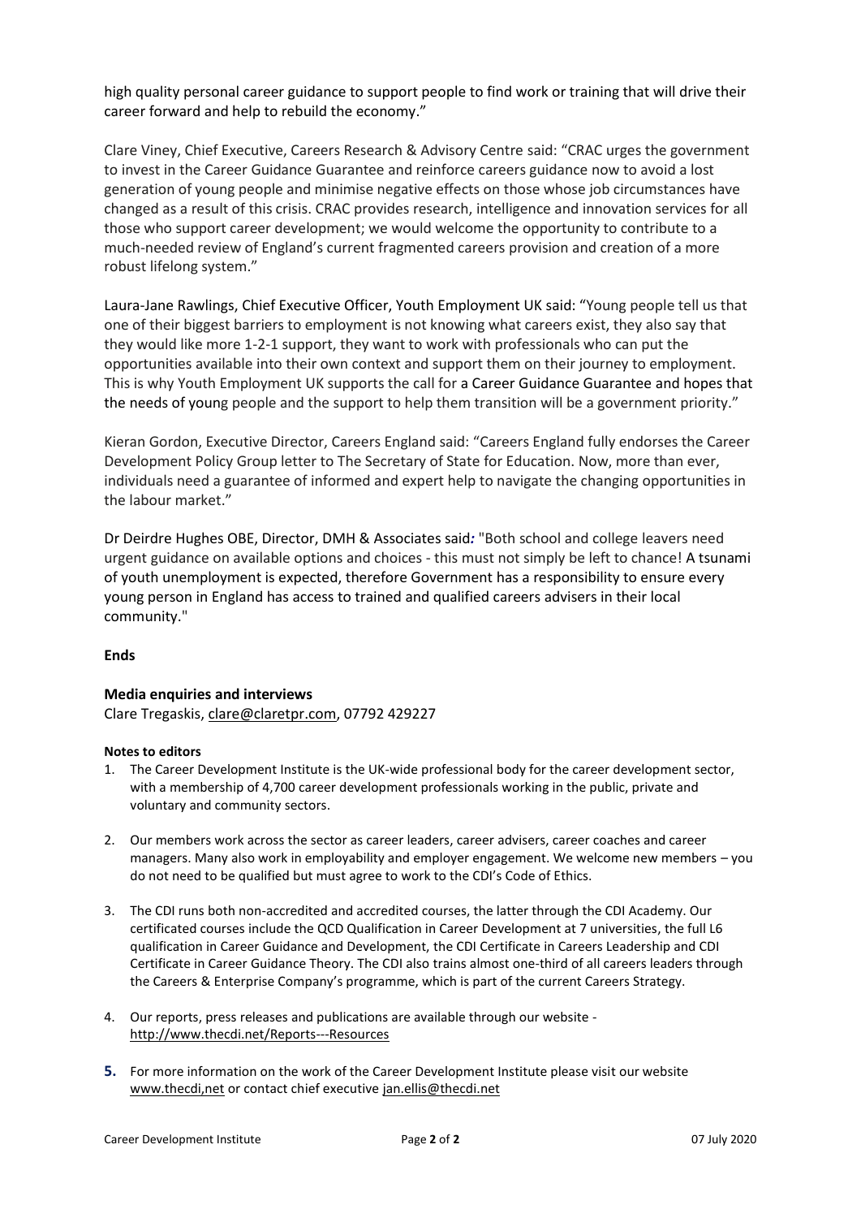high quality personal career guidance to support people to find work or training that will drive their career forward and help to rebuild the economy."

Clare Viney, Chief Executive, Careers Research & Advisory Centre said: "CRAC urges the government to invest in the Career Guidance Guarantee and reinforce careers guidance now to avoid a lost generation of young people and minimise negative effects on those whose job circumstances have changed as a result of this crisis. CRAC provides research, intelligence and innovation services for all those who support career development; we would welcome the opportunity to contribute to a much-needed review of England's current fragmented careers provision and creation of a more robust lifelong system."

Laura-Jane Rawlings, Chief Executive Officer, Youth Employment UK said: "Young people tell us that one of their biggest barriers to employment is not knowing what careers exist, they also say that they would like more 1-2-1 support, they want to work with professionals who can put the opportunities available into their own context and support them on their journey to employment. This is why Youth Employment UK supports the call for a Career Guidance Guarantee and hopes that the needs of young people and the support to help them transition will be a government priority."

Kieran Gordon, Executive Director, Careers England said: "Careers England fully endorses the Career Development Policy Group letter to The Secretary of State for Education. Now, more than ever, individuals need a guarantee of informed and expert help to navigate the changing opportunities in the labour market."

Dr Deirdre Hughes OBE, Director, DMH & Associates said*:* "Both school and college leavers need urgent guidance on available options and choices - this must not simply be left to chance! A tsunami of youth unemployment is expected, therefore Government has a responsibility to ensure every young person in England has access to trained and qualified careers advisers in their local community."

**Ends**

**Media enquiries and interviews**
Clare Tregaskis, clare@claretpr.com, 07792 429227

**Notes to editors**

1. The Career Development Institute is the UK-wide professional body for the career development sector, with a membership of 4,700 career development professionals working in the public, private and voluntary and community sectors.

2. Our members work across the sector as career leaders, career advisers, career coaches and career managers. Many also work in employability and employer engagement. We welcome new members – you do not need to be qualified but must agree to work to the CDI's Code of Ethics.

3. The CDI runs both non-accredited and accredited courses, the latter through the CDI Academy. Our certificated courses include the QCD Qualification in Career Development at 7 universities, the full L6 qualification in Career Guidance and Development, the CDI Certificate in Careers Leadership and CDI Certificate in Career Guidance Theory. The CDI also trains almost one-third of all careers leaders through the Careers & Enterprise Company's programme, which is part of the current Careers Strategy.

4. Our reports, press releases and publications are available through our website - http://www.thecdi.net/Reports---Resources

5. For more information on the work of the Career Development Institute please visit our website www.thecdi,net or contact chief executive jan.ellis@thecdi.net